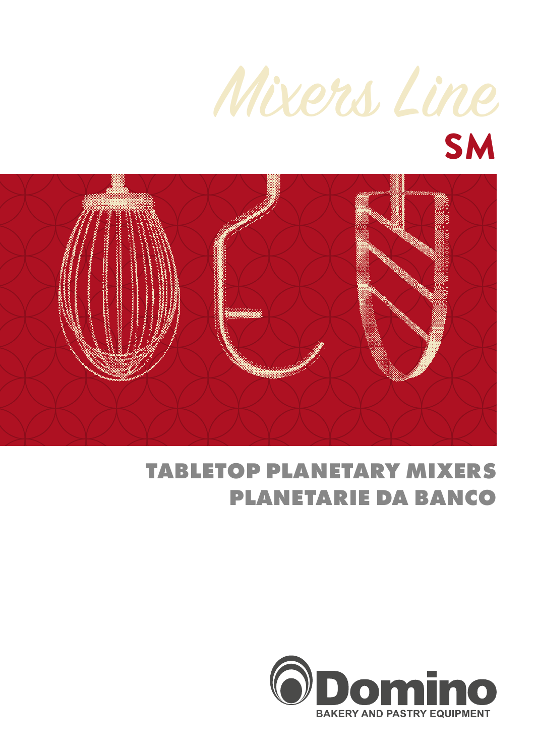# Mixers Line

# SM

## TABLETOP PLANETARY MIXERS

## PLANETARIE DA BANCO

Domino

BAKERY AND PASTRY EQUIPMENT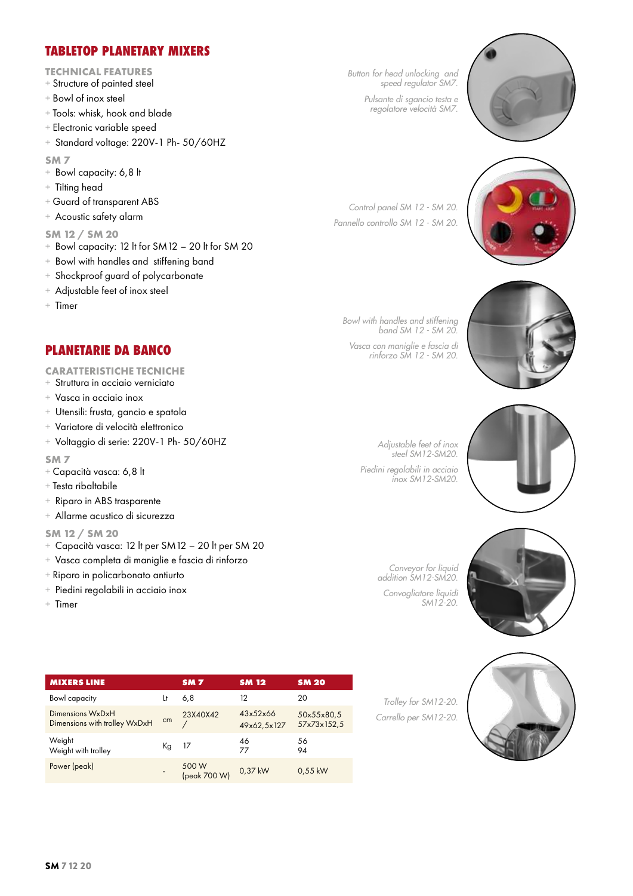# TABLETOP PLANETARY MIXERS

## TECHNICAL FEATURES

- Structure of painted steel
- Bowl of inox steel
- Tools: whisk, hook and blade
- Electronic variable speed
- Standard voltage: 220V-1 Ph- 50/60HZ

### SM 7

- Bowl capacity: 6,8 lt
- Tilting head
- Guard of transparent ABS
- Acoustic safety alarm

### SM 12 / SM 20

- Bowl capacity: 12 lt for SM12 – 20 lt for SM 20
- Bowl with handles and stiffening band
- Shockproof guard of polycarbonate
- Adjustable feet of inox steel
- Timer

# PLANETARIE DA BANCO

## CARATTERISTICHE TECNICHE

- Struttura in acciaio verniciato
- Vasca in acciaio inox
- Utensili: frusta, gancio e spatola
- Variatore di velocità elettronico
- Voltaggio di serie: 220V-1 Ph- 50/60HZ

### SM 7

- Capacità vasca: 6,8 lt
- Testa ribaltabile
- Riparo in ABS trasparente
- Allarme acustico di sicurezza

### SM 12 / SM 20

- Capacità vasca: 12 lt per SM12 – 20 lt per SM 20
- Vasca completa di maniglie e fascia di rinforzo
- Riparo in policarbonato antiurto
- Piedini regolabili in acciaio inox
- Timer

*Button for head unlocking and speed regulator SM7.*

*Pulsante di sgancio testa e regolatore velocità SM7.*

*Control panel SM 12 - SM 20.*

*Pannello controllo SM 12 - SM 20.*

*Bowl with handles and stiffening band SM 12 - SM 20.*

*Vasca con maniglie e fascia di rinforzo SM 12 - SM 20.*

*Adjustable feet of inox steel SM12-SM20.*

*Piedini regolabili in acciaio inox SM12-SM20.*

*Conveyor for liquid addition SM12-SM20.*

*Convogliatore liquidi SM12-20.*

*Trolley for SM12-20.*

*Carrello per SM12-20.*

| MIXERS LINE | | SM 7 | SM 12 | SM 20 |
|---|---|---|---|---|
| Bowl capacity | Lt | 6,8 | 12 | 20 |
| Dimensions WxDxH<br>Dimensions with trolley WxDxH | cm | 23X40X42<br>/ | 43x52x66<br>49x62,5x127 | 50x55x80,5<br>57x73x152,5 |
| Weight<br>Weight with trolley | Kg | 17 | 46<br>77 | 56<br>94 |
| Power (peak) | - | 500 W<br>(peak 700 W) | 0,37 kW | 0,55 kW |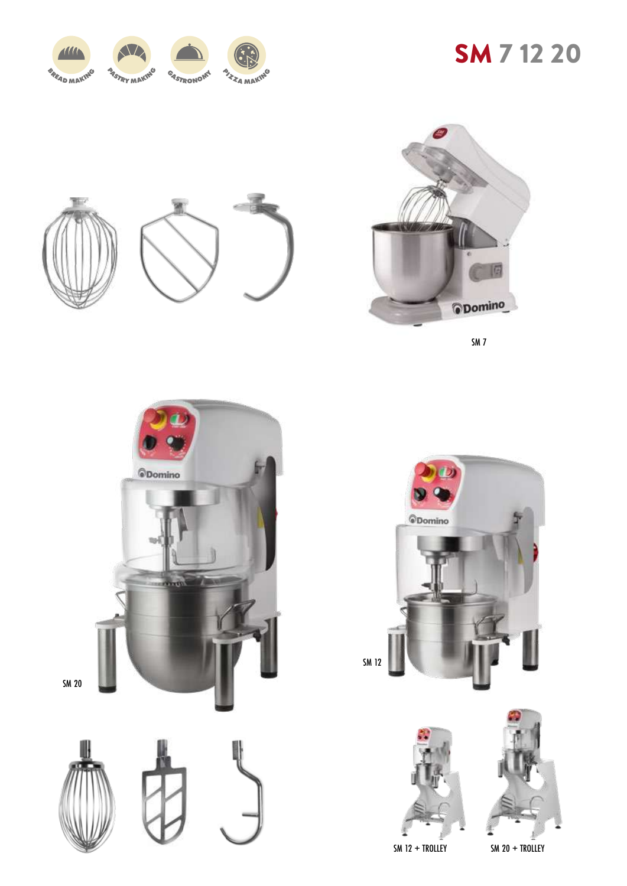BREAD MAKING

PASTRY MAKING

GASTRONOMY

PIZZA MAKING

# SM 7 12 20

SM 7

SM 20

SM 12

SM 12 + TROLLEY

SM 20 + TROLLEY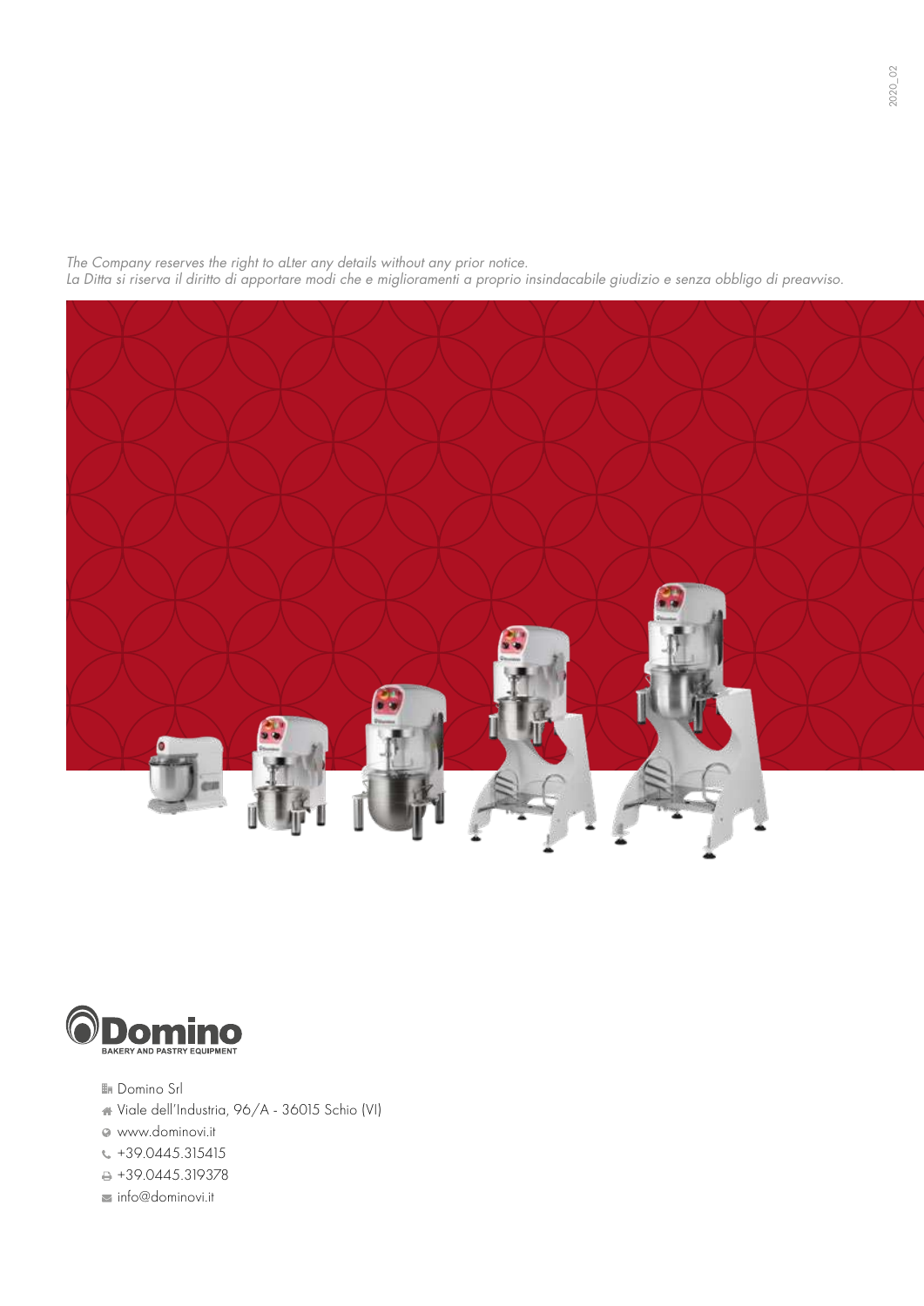2020_02

*The Company reserves the right to aLter any details without any prior notice.*
*La Ditta si riserva il diritto di apportare modi che e miglioramenti a proprio insindacabile giudizio e senza obbligo di preavviso.*

Domino
BAKERY AND PASTRY EQUIPMENT

- Domino Srl
- Viale dell'Industria, 96/A - 36015 Schio (VI)
- www.dominovi.it
- +39.0445.315415
- +39.0445.319378
- info@dominovi.it